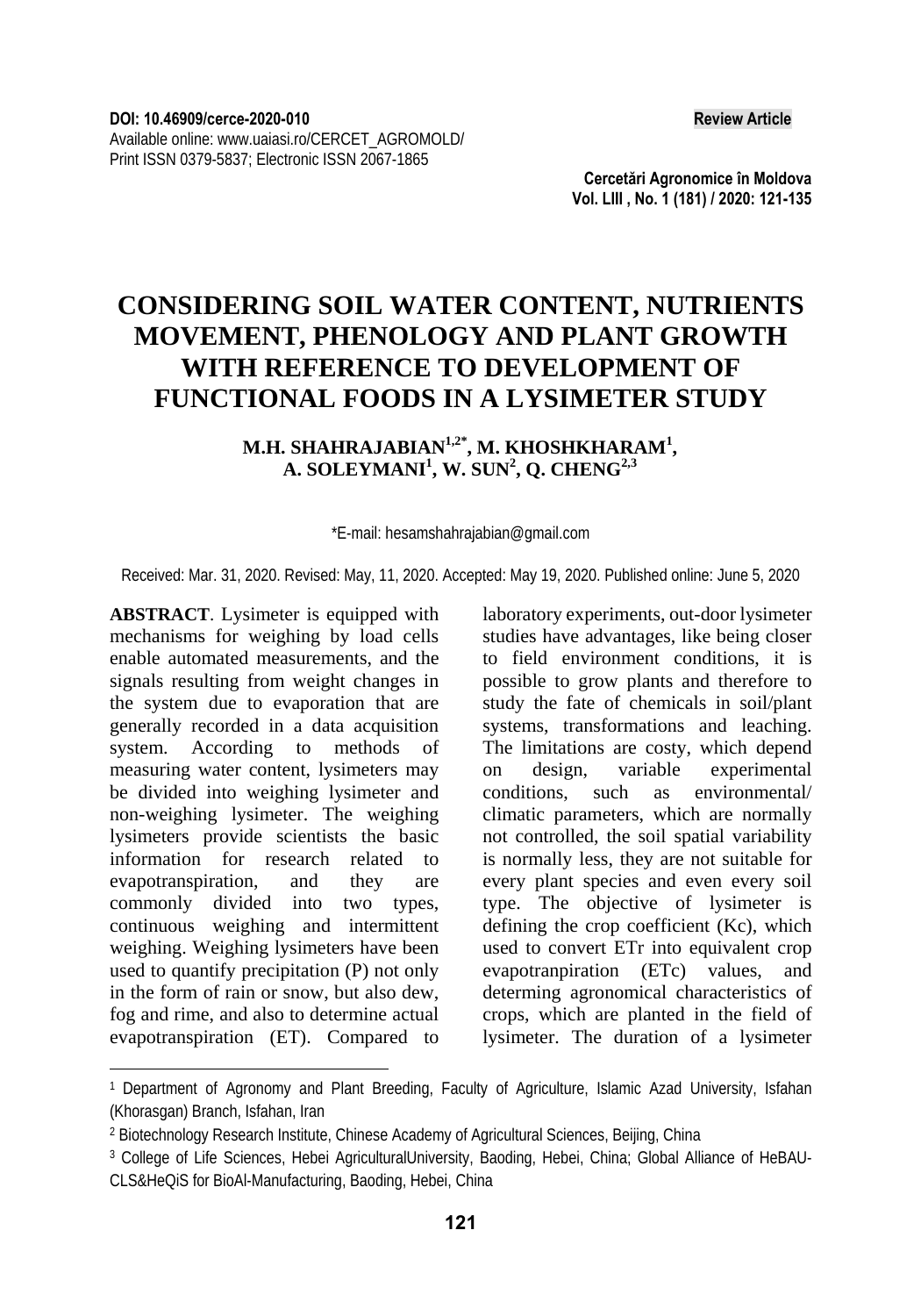DOI: 10.46909/cerce-2020-010 **Review Article**

Available online: www.uaiasi.ro/CERCET_AGROMOLD/
Print ISSN 0379-5837; Electronic ISSN 2067-1865

# CONSIDERING SOIL WATER CONTENT, NUTRIENTS MOVEMENT, PHENOLOGY AND PLANT GROWTH WITH REFERENCE TO DEVELOPMENT OF FUNCTIONAL FOODS IN A LYSIMETER STUDY

**M.H. SHAHRAJABIAN[1,2*], M. KHOSHKHARAM[1], A. SOLEYMANI[1], W. SUN[2], Q. CHENG[2,3]**

*E-mail: hesamshahrajabian@gmail.com

Received: Mar. 31, 2020. Revised: May, 11, 2020. Accepted: May 19, 2020. Published online: June 5, 2020

**ABSTRACT**. Lysimeter is equipped with mechanisms for weighing by load cells enable automated measurements, and the signals resulting from weight changes in the system due to evaporation that are generally recorded in a data acquisition system. According to methods of measuring water content, lysimeters may be divided into weighing lysimeter and non-weighing lysimeter. The weighing lysimeters provide scientists the basic information for research related to evapotranspiration, and they are commonly divided into two types, continuous weighing and intermittent weighing. Weighing lysimeters have been used to quantify precipitation (P) not only in the form of rain or snow, but also dew, fog and rime, and also to determine actual evapotranspiration (ET). Compared to laboratory experiments, out-door lysimeter studies have advantages, like being closer to field environment conditions, it is possible to grow plants and therefore to study the fate of chemicals in soil/plant systems, transformations and leaching. The limitations are costy, which depend on design, variable experimental conditions, such as environmental/ climatic parameters, which are normally not controlled, the soil spatial variability is normally less, they are not suitable for every plant species and even every soil type. The objective of lysimeter is defining the crop coefficient (Kc), which used to convert ETr into equivalent crop evapotranpiration (ETc) values, and determing agronomical characteristics of crops, which are planted in the field of lysimeter. The duration of a lysimeter

---

[1] Department of Agronomy and Plant Breeding, Faculty of Agriculture, Islamic Azad University, Isfahan (Khorasgan) Branch, Isfahan, Iran

[2] Biotechnology Research Institute, Chinese Academy of Agricultural Sciences, Beijing, China

[3] College of Life Sciences, Hebei AgriculturalUniversity, Baoding, Hebei, China; Global Alliance of HeBAU-CLS&HeQiS for BioAl-Manufacturing, Baoding, Hebei, China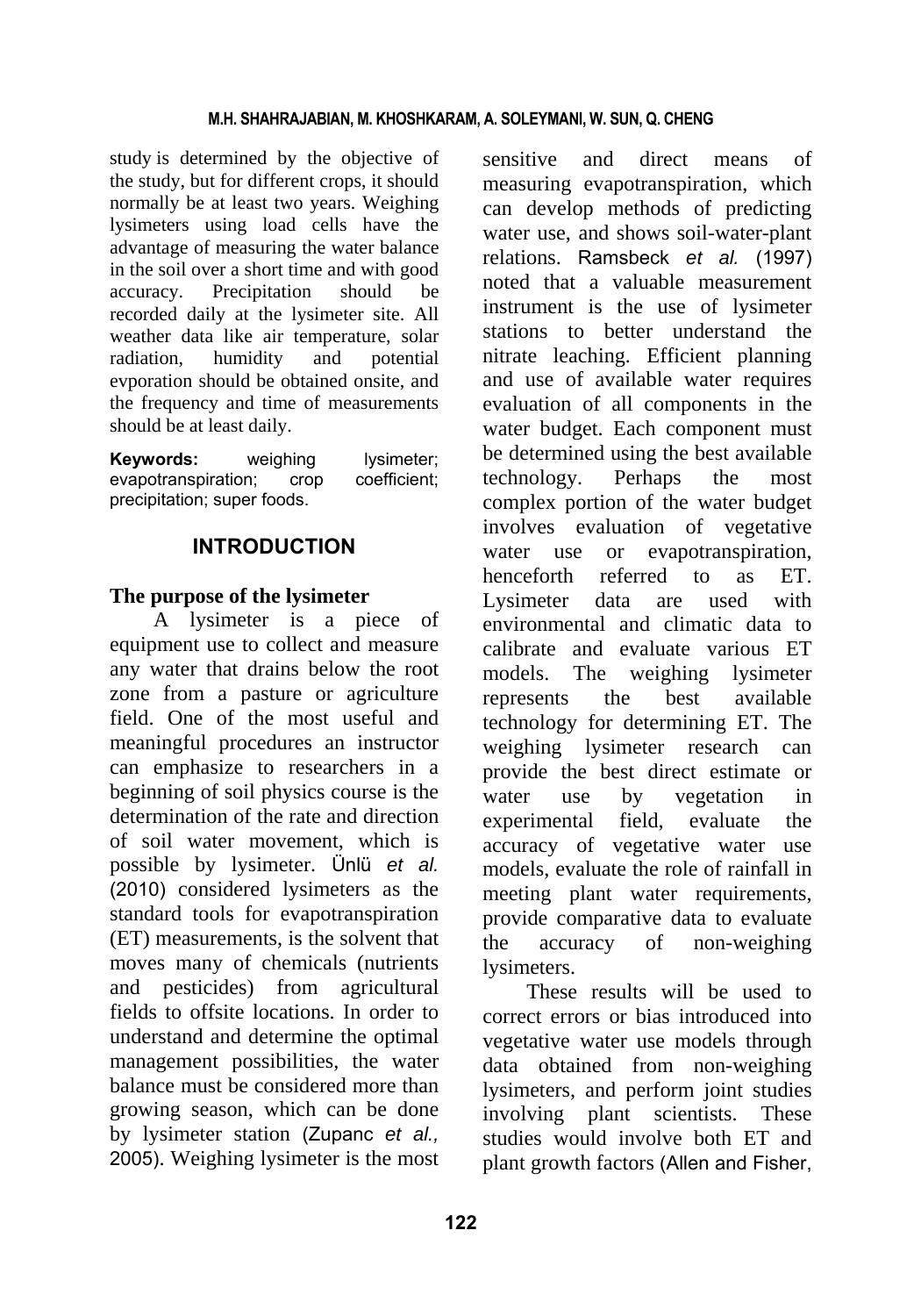study is determined by the objective of the study, but for different crops, it should normally be at least two years. Weighing lysimeters using load cells have the advantage of measuring the water balance in the soil over a short time and with good accuracy. Precipitation should be recorded daily at the lysimeter site. All weather data like air temperature, solar radiation, humidity and potential evporation should be obtained onsite, and the frequency and time of measurements should be at least daily.

**Keywords:** weighing lysimeter; evapotranspiration; crop coefficient; precipitation; super foods.

## INTRODUCTION

### The purpose of the lysimeter

A lysimeter is a piece of equipment use to collect and measure any water that drains below the root zone from a pasture or agriculture field. One of the most useful and meaningful procedures an instructor can emphasize to researchers in a beginning of soil physics course is the determination of the rate and direction of soil water movement, which is possible by lysimeter. Ünlü *et al.* (2010) considered lysimeters as the standard tools for evapotranspiration (ET) measurements, is the solvent that moves many of chemicals (nutrients and pesticides) from agricultural fields to offsite locations. In order to understand and determine the optimal management possibilities, the water balance must be considered more than growing season, which can be done by lysimeter station (Zupanc *et al.,* 2005). Weighing lysimeter is the most sensitive and direct means of measuring evapotranspiration, which can develop methods of predicting water use, and shows soil-water-plant relations. Ramsbeck *et al.* (1997) noted that a valuable measurement instrument is the use of lysimeter stations to better understand the nitrate leaching. Efficient planning and use of available water requires evaluation of all components in the water budget. Each component must be determined using the best available technology. Perhaps the most complex portion of the water budget involves evaluation of vegetative water use or evapotranspiration, henceforth referred to as ET. Lysimeter data are used with environmental and climatic data to calibrate and evaluate various ET models. The weighing lysimeter represents the best available technology for determining ET. The weighing lysimeter research can provide the best direct estimate or water use by vegetation in experimental field, evaluate the accuracy of vegetative water use models, evaluate the role of rainfall in meeting plant water requirements, provide comparative data to evaluate the accuracy of non-weighing lysimeters.

These results will be used to correct errors or bias introduced into vegetative water use models through data obtained from non-weighing lysimeters, and perform joint studies involving plant scientists. These studies would involve both ET and plant growth factors (Allen and Fisher,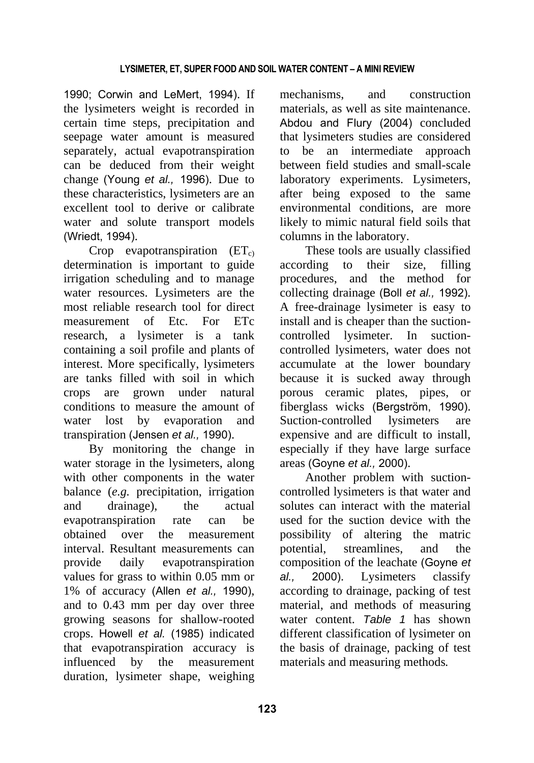1990; Corwin and LeMert, 1994). If the lysimeters weight is recorded in certain time steps, precipitation and seepage water amount is measured separately, actual evapotranspiration can be deduced from their weight change (Young *et al.,* 1996). Due to these characteristics, lysimeters are an excellent tool to derive or calibrate water and solute transport models (Wriedt, 1994).

Crop evapotranspiration ($ET_{c)}$ determination is important to guide irrigation scheduling and to manage water resources. Lysimeters are the most reliable research tool for direct measurement of Etc. For ETc research, a lysimeter is a tank containing a soil profile and plants of interest. More specifically, lysimeters are tanks filled with soil in which crops are grown under natural conditions to measure the amount of water lost by evaporation and transpiration (Jensen *et al.,* 1990).

By monitoring the change in water storage in the lysimeters, along with other components in the water balance (*e.g.* precipitation, irrigation and drainage), the actual evapotranspiration rate can be obtained over the measurement interval. Resultant measurements can provide daily evapotranspiration values for grass to within 0.05 mm or 1% of accuracy (Allen *et al.,* 1990), and to 0.43 mm per day over three growing seasons for shallow-rooted crops. Howell *et al.* (1985) indicated that evapotranspiration accuracy is influenced by the measurement duration, lysimeter shape, weighing mechanisms, and construction materials, as well as site maintenance. Abdou and Flury (2004) concluded that lysimeters studies are considered to be an intermediate approach between field studies and small-scale laboratory experiments. Lysimeters, after being exposed to the same environmental conditions, are more likely to mimic natural field soils that columns in the laboratory.

These tools are usually classified according to their size, filling procedures, and the method for collecting drainage (Boll *et al.,* 1992). A free-drainage lysimeter is easy to install and is cheaper than the suction-controlled lysimeter. In suction-controlled lysimeters, water does not accumulate at the lower boundary because it is sucked away through porous ceramic plates, pipes, or fiberglass wicks (Bergström, 1990). Suction-controlled lysimeters are expensive and are difficult to install, especially if they have large surface areas (Goyne *et al.,* 2000).

Another problem with suction-controlled lysimeters is that water and solutes can interact with the material used for the suction device with the possibility of altering the matric potential, streamlines, and the composition of the leachate (Goyne *et al.,* 2000). Lysimeters classify according to drainage, packing of test material, and methods of measuring water content. *Table 1* has shown different classification of lysimeter on the basis of drainage, packing of test materials and measuring methods.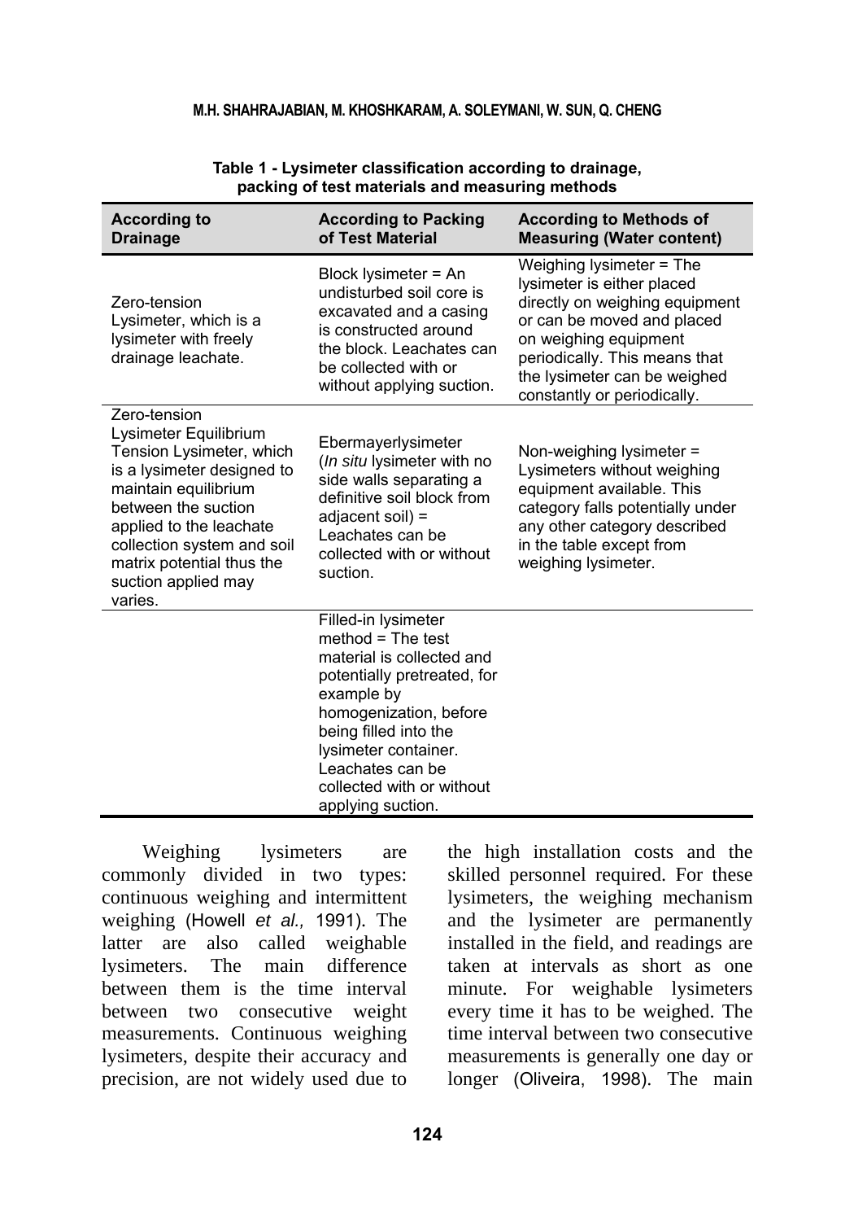**Table 1 - Lysimeter classification according to drainage, packing of test materials and measuring methods**

| According to Drainage | According to Packing of Test Material | According to Methods of Measuring (Water content) |
|---|---|---|
| Zero-tension Lysimeter, which is a lysimeter with freely drainage leachate. | Block lysimeter = An undisturbed soil core is excavated and a casing is constructed around the block. Leachates can be collected with or without applying suction. | Weighing lysimeter = The lysimeter is either placed directly on weighing equipment or can be moved and placed on weighing equipment periodically. This means that the lysimeter can be weighed constantly or periodically. |
| Zero-tension Lysimeter Equilibrium Tension Lysimeter, which is a lysimeter designed to maintain equilibrium between the suction applied to the leachate collection system and soil matrix potential thus the suction applied may varies. | Ebermayerlysimeter (*In situ* lysimeter with no side walls separating a definitive soil block from adjacent soil) = Leachates can be collected with or without suction. | Non-weighing lysimeter = Lysimeters without weighing equipment available. This category falls potentially under any other category described in the table except from weighing lysimeter. |
| | Filled-in lysimeter method = The test material is collected and potentially pretreated, for example by homogenization, before being filled into the lysimeter container. Leachates can be collected with or without applying suction. | |

Weighing lysimeters are commonly divided in two types: continuous weighing and intermittent weighing (Howell *et al.,* 1991). The latter are also called weighable lysimeters. The main difference between them is the time interval between two consecutive weight measurements. Continuous weighing lysimeters, despite their accuracy and precision, are not widely used due to the high installation costs and the skilled personnel required. For these lysimeters, the weighing mechanism and the lysimeter are permanently installed in the field, and readings are taken at intervals as short as one minute. For weighable lysimeters every time it has to be weighed. The time interval between two consecutive measurements is generally one day or longer (Oliveira, 1998). The main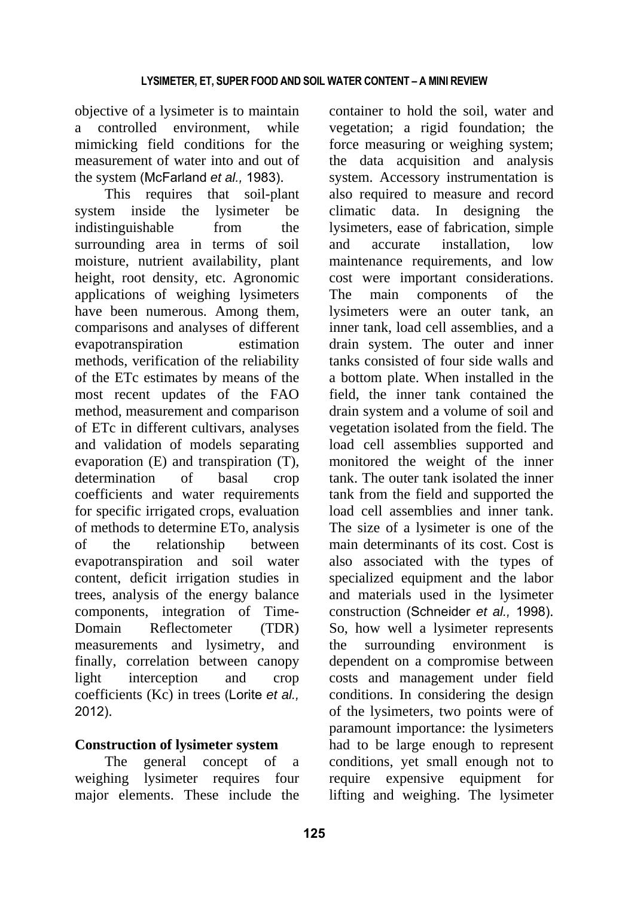objective of a lysimeter is to maintain a controlled environment, while mimicking field conditions for the measurement of water into and out of the system (McFarland *et al.,* 1983).

This requires that soil-plant system inside the lysimeter be indistinguishable from the surrounding area in terms of soil moisture, nutrient availability, plant height, root density, etc. Agronomic applications of weighing lysimeters have been numerous. Among them, comparisons and analyses of different evapotranspiration estimation methods, verification of the reliability of the ETc estimates by means of the most recent updates of the FAO method, measurement and comparison of ETc in different cultivars, analyses and validation of models separating evaporation (E) and transpiration (T), determination of basal crop coefficients and water requirements for specific irrigated crops, evaluation of methods to determine ETo, analysis of the relationship between evapotranspiration and soil water content, deficit irrigation studies in trees, analysis of the energy balance components, integration of Time-Domain Reflectometer (TDR) measurements and lysimetry, and finally, correlation between canopy light interception and crop coefficients (Kc) in trees (Lorite *et al.,* 2012).

## Construction of lysimeter system

The general concept of a weighing lysimeter requires four major elements. These include the container to hold the soil, water and vegetation; a rigid foundation; the force measuring or weighing system; the data acquisition and analysis system. Accessory instrumentation is also required to measure and record climatic data. In designing the lysimeters, ease of fabrication, simple and accurate installation, low maintenance requirements, and low cost were important considerations. The main components of the lysimeters were an outer tank, an inner tank, load cell assemblies, and a drain system. The outer and inner tanks consisted of four side walls and a bottom plate. When installed in the field, the inner tank contained the drain system and a volume of soil and vegetation isolated from the field. The load cell assemblies supported and monitored the weight of the inner tank. The outer tank isolated the inner tank from the field and supported the load cell assemblies and inner tank. The size of a lysimeter is one of the main determinants of its cost. Cost is also associated with the types of specialized equipment and the labor and materials used in the lysimeter construction (Schneider *et al.,* 1998). So, how well a lysimeter represents the surrounding environment is dependent on a compromise between costs and management under field conditions. In considering the design of the lysimeters, two points were of paramount importance: the lysimeters had to be large enough to represent conditions, yet small enough not to require expensive equipment for lifting and weighing. The lysimeter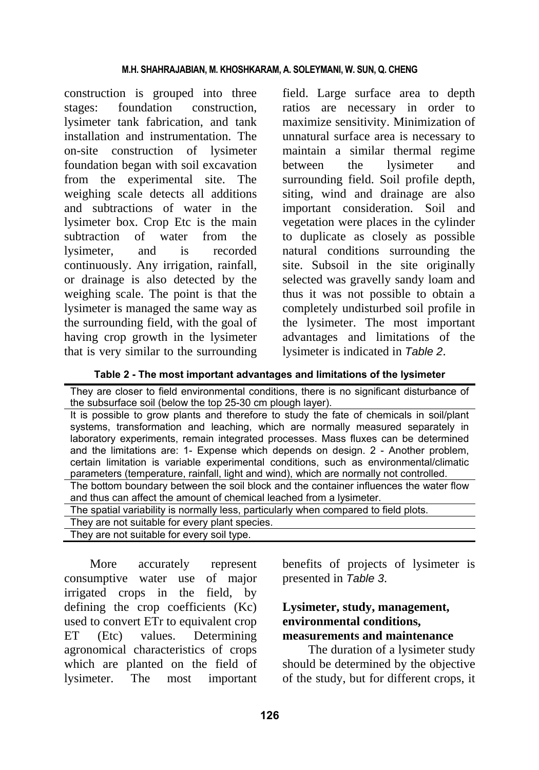construction is grouped into three stages: foundation construction, lysimeter tank fabrication, and tank installation and instrumentation. The on-site construction of lysimeter foundation began with soil excavation from the experimental site. The weighing scale detects all additions and subtractions of water in the lysimeter box. Crop Etc is the main subtraction of water from the lysimeter, and is recorded continuously. Any irrigation, rainfall, or drainage is also detected by the weighing scale. The point is that the lysimeter is managed the same way as the surrounding field, with the goal of having crop growth in the lysimeter that is very similar to the surrounding field. Large surface area to depth ratios are necessary in order to maximize sensitivity. Minimization of unnatural surface area is necessary to maintain a similar thermal regime between the lysimeter and surrounding field. Soil profile depth, siting, wind and drainage are also important consideration. Soil and vegetation were places in the cylinder to duplicate as closely as possible natural conditions surrounding the site. Subsoil in the site originally selected was gravelly sandy loam and thus it was not possible to obtain a completely undisturbed soil profile in the lysimeter. The most important advantages and limitations of the lysimeter is indicated in *Table 2*.

**Table 2 - The most important advantages and limitations of the lysimeter**

| |
|---|
| They are closer to field environmental conditions, there is no significant disturbance of the subsurface soil (below the top 25-30 cm plough layer). |
| It is possible to grow plants and therefore to study the fate of chemicals in soil/plant systems, transformation and leaching, which are normally measured separately in laboratory experiments, remain integrated processes. Mass fluxes can be determined and the limitations are: 1- Expense which depends on design. 2 - Another problem, certain limitation is variable experimental conditions, such as environmental/climatic parameters (temperature, rainfall, light and wind), which are normally not controlled. |
| The bottom boundary between the soil block and the container influences the water flow and thus can affect the amount of chemical leached from a lysimeter. |
| The spatial variability is normally less, particularly when compared to field plots. |
| They are not suitable for every plant species. |
| They are not suitable for every soil type. |

More accurately represent consumptive water use of major irrigated crops in the field, by defining the crop coefficients (Kc) used to convert ETr to equivalent crop ET (Etc) values. Determining agronomical characteristics of crops which are planted on the field of lysimeter. The most important benefits of projects of lysimeter is presented in *Table 3*.

### Lysimeter, study, management, environmental conditions, measurements and maintenance

The duration of a lysimeter study should be determined by the objective of the study, but for different crops, it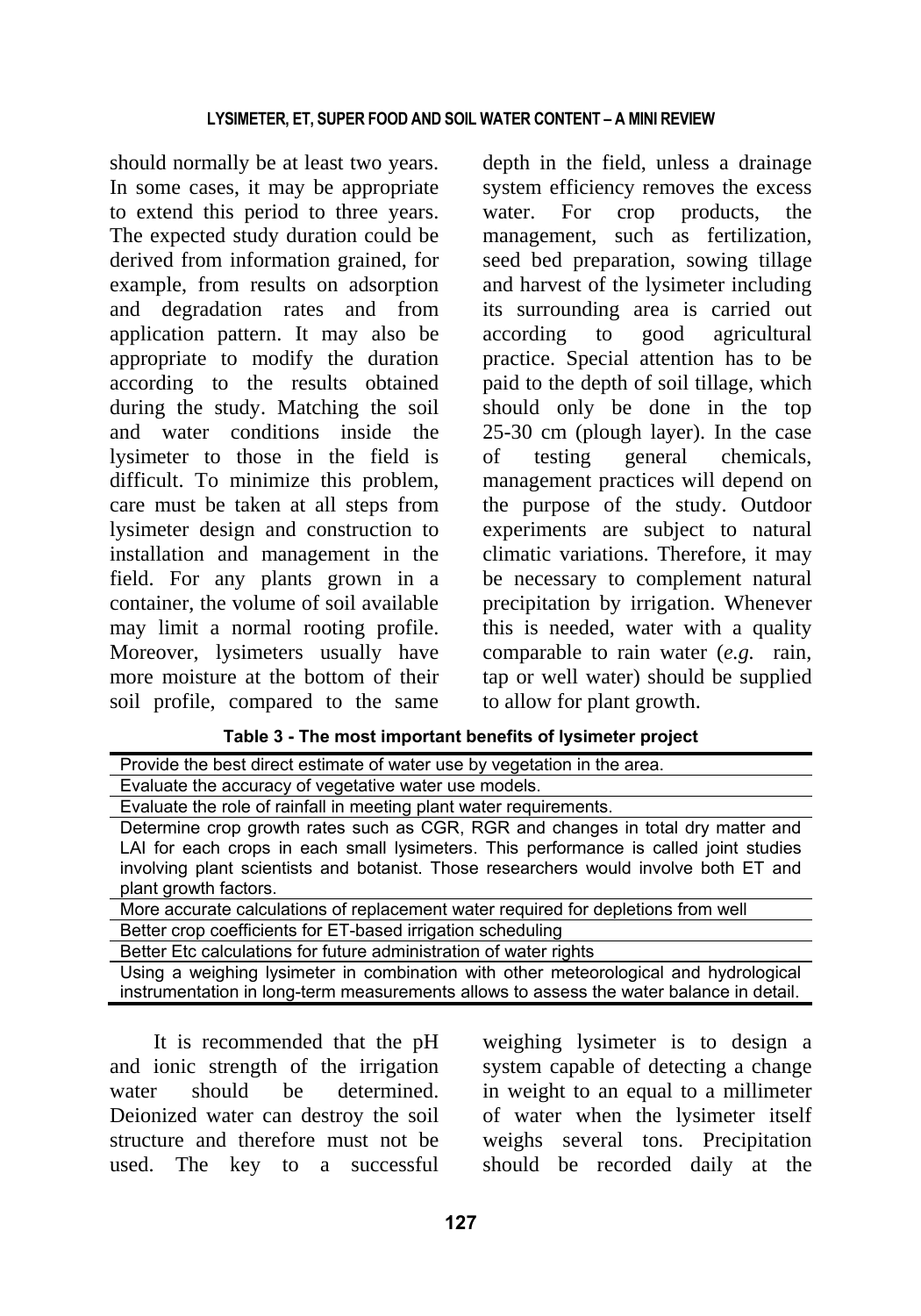should normally be at least two years. In some cases, it may be appropriate to extend this period to three years. The expected study duration could be derived from information grained, for example, from results on adsorption and degradation rates and from application pattern. It may also be appropriate to modify the duration according to the results obtained during the study. Matching the soil and water conditions inside the lysimeter to those in the field is difficult. To minimize this problem, care must be taken at all steps from lysimeter design and construction to installation and management in the field. For any plants grown in a container, the volume of soil available may limit a normal rooting profile. Moreover, lysimeters usually have more moisture at the bottom of their soil profile, compared to the same depth in the field, unless a drainage system efficiency removes the excess water. For crop products, the management, such as fertilization, seed bed preparation, sowing tillage and harvest of the lysimeter including its surrounding area is carried out according to good agricultural practice. Special attention has to be paid to the depth of soil tillage, which should only be done in the top 25-30 cm (plough layer). In the case of testing general chemicals, management practices will depend on the purpose of the study. Outdoor experiments are subject to natural climatic variations. Therefore, it may be necessary to complement natural precipitation by irrigation. Whenever this is needed, water with a quality comparable to rain water (*e.g.* rain, tap or well water) should be supplied to allow for plant growth.

**Table 3 - The most important benefits of lysimeter project**

| |
|---|
| Provide the best direct estimate of water use by vegetation in the area. |
| Evaluate the accuracy of vegetative water use models. |
| Evaluate the role of rainfall in meeting plant water requirements. |
| Determine crop growth rates such as CGR, RGR and changes in total dry matter and LAI for each crops in each small lysimeters. This performance is called joint studies involving plant scientists and botanist. Those researchers would involve both ET and plant growth factors. |
| More accurate calculations of replacement water required for depletions from well |
| Better crop coefficients for ET-based irrigation scheduling |
| Better Etc calculations for future administration of water rights |
| Using a weighing lysimeter in combination with other meteorological and hydrological instrumentation in long-term measurements allows to assess the water balance in detail. |

It is recommended that the pH and ionic strength of the irrigation water should be determined. Deionized water can destroy the soil structure and therefore must not be used. The key to a successful weighing lysimeter is to design a system capable of detecting a change in weight to an equal to a millimeter of water when the lysimeter itself weighs several tons. Precipitation should be recorded daily at the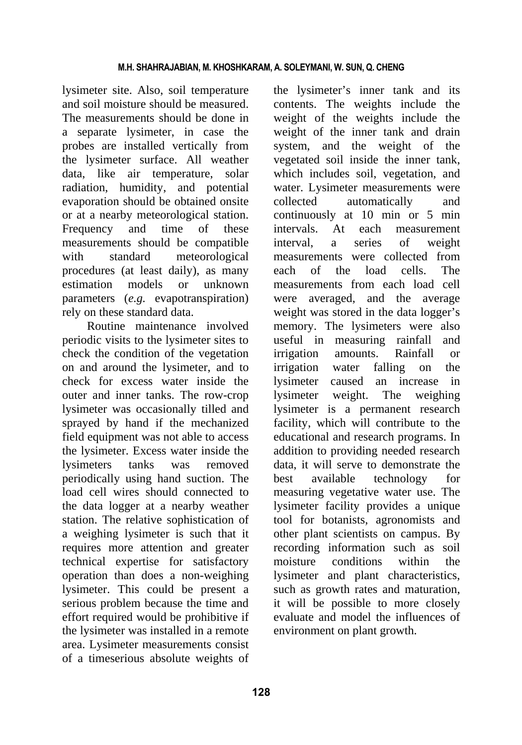lysimeter site. Also, soil temperature and soil moisture should be measured. The measurements should be done in a separate lysimeter, in case the probes are installed vertically from the lysimeter surface. All weather data, like air temperature, solar radiation, humidity, and potential evaporation should be obtained onsite or at a nearby meteorological station. Frequency and time of these measurements should be compatible with standard meteorological procedures (at least daily), as many estimation models or unknown parameters (*e.g.* evapotranspiration) rely on these standard data.

Routine maintenance involved periodic visits to the lysimeter sites to check the condition of the vegetation on and around the lysimeter, and to check for excess water inside the outer and inner tanks. The row-crop lysimeter was occasionally tilled and sprayed by hand if the mechanized field equipment was not able to access the lysimeter. Excess water inside the lysimeters tanks was removed periodically using hand suction. The load cell wires should connected to the data logger at a nearby weather station. The relative sophistication of a weighing lysimeter is such that it requires more attention and greater technical expertise for satisfactory operation than does a non-weighing lysimeter. This could be present a serious problem because the time and effort required would be prohibitive if the lysimeter was installed in a remote area. Lysimeter measurements consist of a timeserious absolute weights of the lysimeter's inner tank and its contents. The weights include the weight of the weights include the weight of the inner tank and drain system, and the weight of the vegetated soil inside the inner tank, which includes soil, vegetation, and water. Lysimeter measurements were collected automatically and continuously at 10 min or 5 min intervals. At each measurement interval, a series of weight measurements were collected from each of the load cells. The measurements from each load cell were averaged, and the average weight was stored in the data logger's memory. The lysimeters were also useful in measuring rainfall and irrigation amounts. Rainfall or irrigation water falling on the lysimeter caused an increase in lysimeter weight. The weighing lysimeter is a permanent research facility, which will contribute to the educational and research programs. In addition to providing needed research data, it will serve to demonstrate the best available technology for measuring vegetative water use. The lysimeter facility provides a unique tool for botanists, agronomists and other plant scientists on campus. By recording information such as soil moisture conditions within the lysimeter and plant characteristics, such as growth rates and maturation, it will be possible to more closely evaluate and model the influences of environment on plant growth.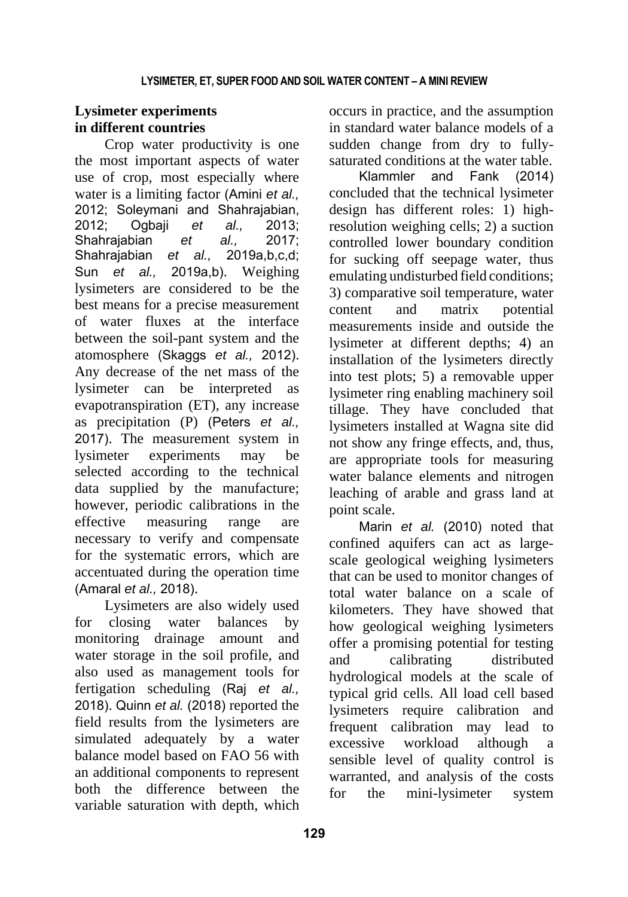## Lysimeter experiments in different countries

Crop water productivity is one the most important aspects of water use of crop, most especially where water is a limiting factor (Amini *et al.,* 2012; Soleymani and Shahrajabian, 2012; Ogbaji *et al.,* 2013; Shahrajabian *et al.,* 2017; Shahrajabian *et al.,* 2019a,b,c,d; Sun *et al.,* 2019a,b). Weighing lysimeters are considered to be the best means for a precise measurement of water fluxes at the interface between the soil-pant system and the atomosphere (Skaggs *et al.,* 2012). Any decrease of the net mass of the lysimeter can be interpreted as evapotranspiration (ET), any increase as precipitation (P) (Peters *et al.,* 2017). The measurement system in lysimeter experiments may be selected according to the technical data supplied by the manufacture; however, periodic calibrations in the effective measuring range are necessary to verify and compensate for the systematic errors, which are accentuated during the operation time (Amaral *et al.,* 2018).

Lysimeters are also widely used for closing water balances by monitoring drainage amount and water storage in the soil profile, and also used as management tools for fertigation scheduling (Raj *et al.,* 2018). Quinn *et al.* (2018) reported the field results from the lysimeters are simulated adequately by a water balance model based on FAO 56 with an additional components to represent both the difference between the variable saturation with depth, which occurs in practice, and the assumption in standard water balance models of a sudden change from dry to fully-saturated conditions at the water table.

Klammler and Fank (2014) concluded that the technical lysimeter design has different roles: 1) high-resolution weighing cells; 2) a suction controlled lower boundary condition for sucking off seepage water, thus emulating undisturbed field conditions; 3) comparative soil temperature, water content and matrix potential measurements inside and outside the lysimeter at different depths; 4) an installation of the lysimeters directly into test plots; 5) a removable upper lysimeter ring enabling machinery soil tillage. They have concluded that lysimeters installed at Wagna site did not show any fringe effects, and, thus, are appropriate tools for measuring water balance elements and nitrogen leaching of arable and grass land at point scale.

Marin *et al.* (2010) noted that confined aquifers can act as large-scale geological weighing lysimeters that can be used to monitor changes of total water balance on a scale of kilometers. They have showed that how geological weighing lysimeters offer a promising potential for testing and calibrating distributed hydrological models at the scale of typical grid cells. All load cell based lysimeters require calibration and frequent calibration may lead to excessive workload although a sensible level of quality control is warranted, and analysis of the costs for the mini-lysimeter system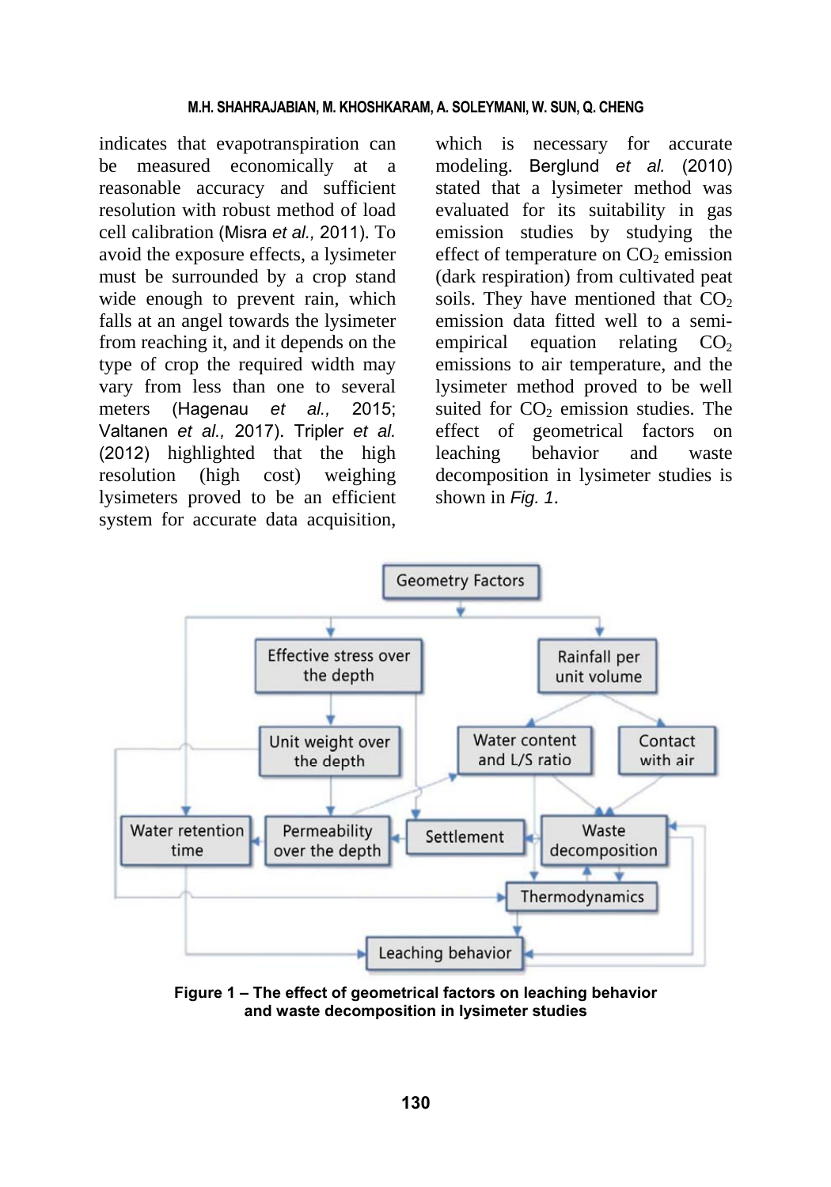indicates that evapotranspiration can be measured economically at a reasonable accuracy and sufficient resolution with robust method of load cell calibration (Misra *et al.,* 2011). To avoid the exposure effects, a lysimeter must be surrounded by a crop stand wide enough to prevent rain, which falls at an angel towards the lysimeter from reaching it, and it depends on the type of crop the required width may vary from less than one to several meters (Hagenau *et al.,* 2015; Valtanen *et al.,* 2017). Tripler *et al.* (2012) highlighted that the high resolution (high cost) weighing lysimeters proved to be an efficient system for accurate data acquisition, which is necessary for accurate modeling. Berglund *et al.* (2010) stated that a lysimeter method was evaluated for its suitability in gas emission studies by studying the effect of temperature on $CO_2$ emission (dark respiration) from cultivated peat soils. They have mentioned that $CO_2$ emission data fitted well to a semi-empirical equation relating $CO_2$ emissions to air temperature, and the lysimeter method proved to be well suited for $CO_2$ emission studies. The effect of geometrical factors on leaching behavior and waste decomposition in lysimeter studies is shown in *Fig. 1*.

**Figure 1 – The effect of geometrical factors on leaching behavior and waste decomposition in lysimeter studies**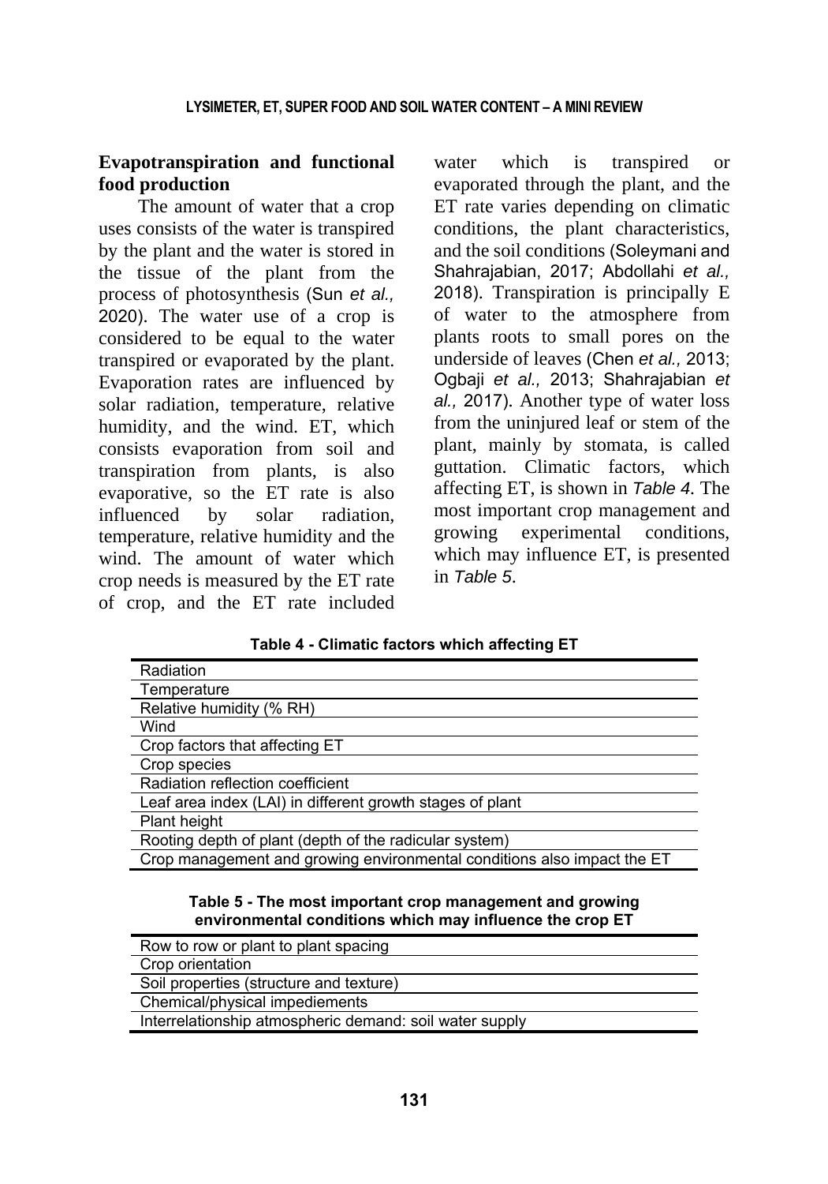## Evapotranspiration and functional food production

The amount of water that a crop uses consists of the water is transpired by the plant and the water is stored in the tissue of the plant from the process of photosynthesis (Sun *et al.,* 2020). The water use of a crop is considered to be equal to the water transpired or evaporated by the plant. Evaporation rates are influenced by solar radiation, temperature, relative humidity, and the wind. ET, which consists evaporation from soil and transpiration from plants, is also evaporative, so the ET rate is also influenced by solar radiation, temperature, relative humidity and the wind. The amount of water which crop needs is measured by the ET rate of crop, and the ET rate included water which is transpired or evaporated through the plant, and the ET rate varies depending on climatic conditions, the plant characteristics, and the soil conditions (Soleymani and Shahrajabian, 2017; Abdollahi *et al.,* 2018). Transpiration is principally E of water to the atmosphere from plants roots to small pores on the underside of leaves (Chen *et al.,* 2013; Ogbaji *et al.,* 2013; Shahrajabian *et al.,* 2017). Another type of water loss from the uninjured leaf or stem of the plant, mainly by stomata, is called guttation. Climatic factors, which affecting ET, is shown in *Table 4*. The most important crop management and growing experimental conditions, which may influence ET, is presented in *Table 5*.

**Table 4 - Climatic factors which affecting ET**

| Radiation |
|---|
| Temperature |
| Relative humidity (% RH) |
| Wind |
| Crop factors that affecting ET |
| Crop species |
| Radiation reflection coefficient |
| Leaf area index (LAI) in different growth stages of plant |
| Plant height |
| Rooting depth of plant (depth of the radicular system) |
| Crop management and growing environmental conditions also impact the ET |

**Table 5 - The most important crop management and growing environmental conditions which may influence the crop ET**

| Row to row or plant to plant spacing |
|---|
| Crop orientation |
| Soil properties (structure and texture) |
| Chemical/physical impediements |
| Interrelationship atmospheric demand: soil water supply |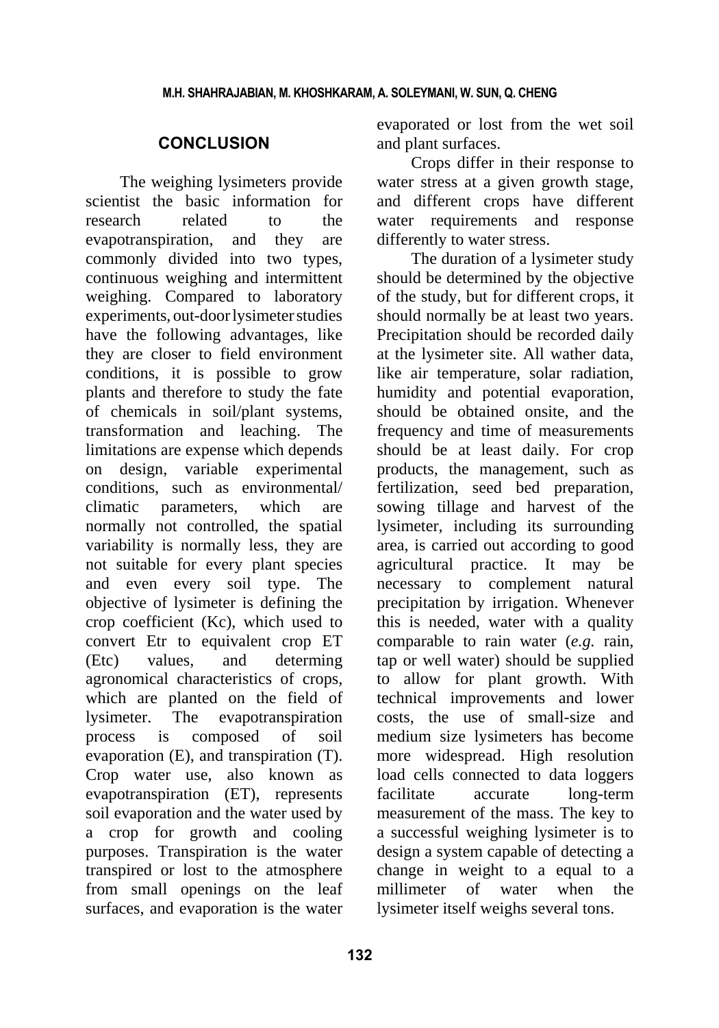## CONCLUSION

The weighing lysimeters provide scientist the basic information for research related to the evapotranspiration, and they are commonly divided into two types, continuous weighing and intermittent weighing. Compared to laboratory experiments, out-door lysimeter studies have the following advantages, like they are closer to field environment conditions, it is possible to grow plants and therefore to study the fate of chemicals in soil/plant systems, transformation and leaching. The limitations are expense which depends on design, variable experimental conditions, such as environmental/ climatic parameters, which are normally not controlled, the spatial variability is normally less, they are not suitable for every plant species and even every soil type. The objective of lysimeter is defining the crop coefficient (Kc), which used to convert Etr to equivalent crop ET (Etc) values, and determing agronomical characteristics of crops, which are planted on the field of lysimeter. The evapotranspiration process is composed of soil evaporation (E), and transpiration (T). Crop water use, also known as evapotranspiration (ET), represents soil evaporation and the water used by a crop for growth and cooling purposes. Transpiration is the water transpired or lost to the atmosphere from small openings on the leaf surfaces, and evaporation is the water evaporated or lost from the wet soil and plant surfaces.

Crops differ in their response to water stress at a given growth stage, and different crops have different water requirements and response differently to water stress.

The duration of a lysimeter study should be determined by the objective of the study, but for different crops, it should normally be at least two years. Precipitation should be recorded daily at the lysimeter site. All wather data, like air temperature, solar radiation, humidity and potential evaporation, should be obtained onsite, and the frequency and time of measurements should be at least daily. For crop products, the management, such as fertilization, seed bed preparation, sowing tillage and harvest of the lysimeter, including its surrounding area, is carried out according to good agricultural practice. It may be necessary to complement natural precipitation by irrigation. Whenever this is needed, water with a quality comparable to rain water (*e.g.* rain, tap or well water) should be supplied to allow for plant growth. With technical improvements and lower costs, the use of small-size and medium size lysimeters has become more widespread. High resolution load cells connected to data loggers facilitate accurate long-term measurement of the mass. The key to a successful weighing lysimeter is to design a system capable of detecting a change in weight to a equal to a millimeter of water when the lysimeter itself weighs several tons.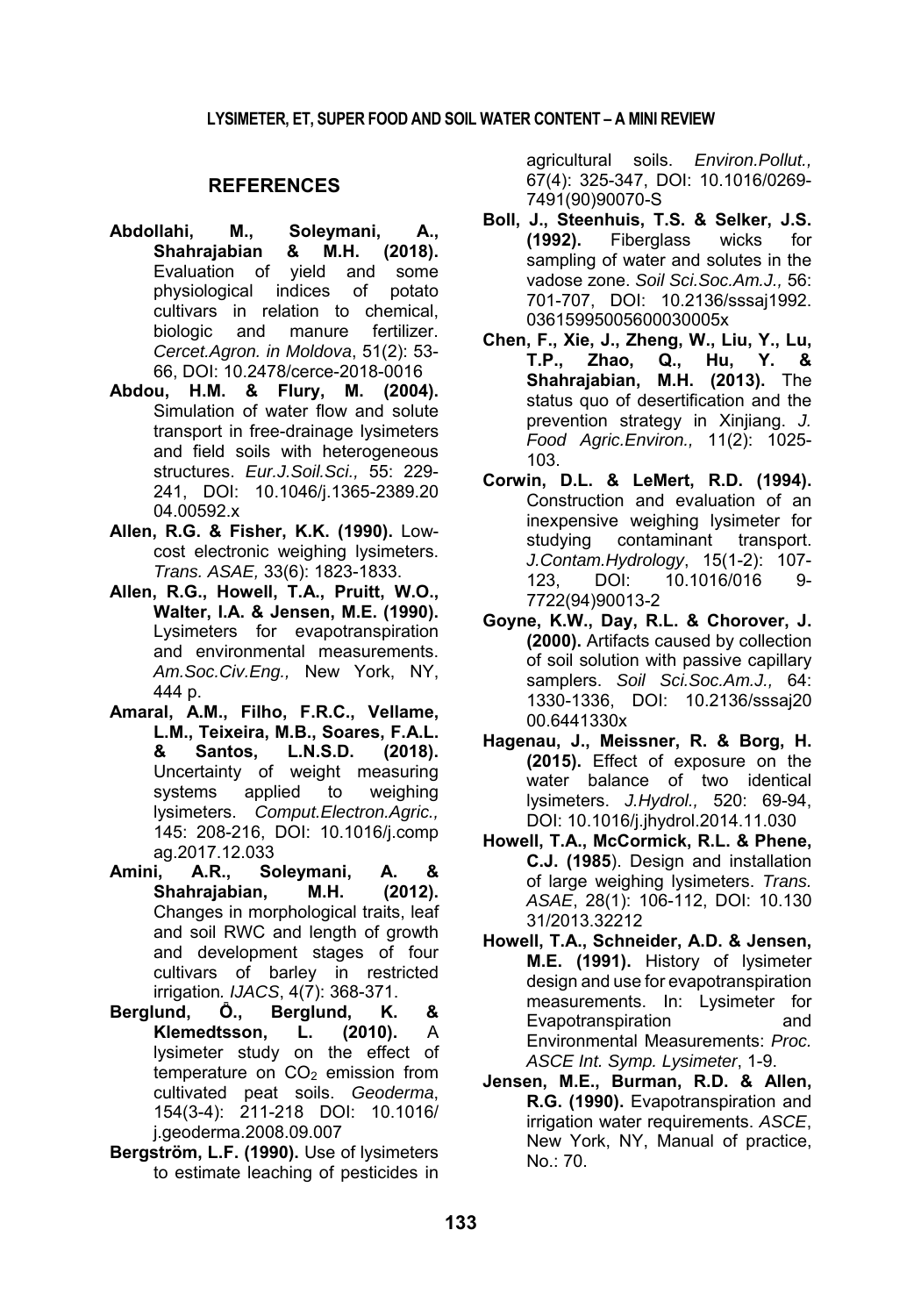## REFERENCES

**Abdollahi, M., Soleymani, A., Shahrajabian & M.H. (2018).** Evaluation of yield and some physiological indices of potato cultivars in relation to chemical, biologic and manure fertilizer. *Cercet.Agron. in Moldova*, 51(2): 53-66, DOI: 10.2478/cerce-2018-0016

**Abdou, H.M. & Flury, M. (2004).** Simulation of water flow and solute transport in free-drainage lysimeters and field soils with heterogeneous structures. *Eur.J.Soil.Sci.,* 55: 229-241, DOI: 10.1046/j.1365-2389.2004.00592.x

**Allen, R.G. & Fisher, K.K. (1990).** Low-cost electronic weighing lysimeters. *Trans. ASAE,* 33(6): 1823-1833.

**Allen, R.G., Howell, T.A., Pruitt, W.O., Walter, I.A. & Jensen, M.E. (1990).** Lysimeters for evapotranspiration and environmental measurements. *Am.Soc.Civ.Eng.,* New York, NY, 444 p.

**Amaral, A.M., Filho, F.R.C., Vellame, L.M., Teixeira, M.B., Soares, F.A.L. & Santos, L.N.S.D. (2018).** Uncertainty of weight measuring systems applied to weighing lysimeters. *Comput.Electron.Agric.,* 145: 208-216, DOI: 10.1016/j.compag.2017.12.033

**Amini, A.R., Soleymani, A. & Shahrajabian, M.H. (2012).** Changes in morphological traits, leaf and soil RWC and length of growth and development stages of four cultivars of barley in restricted irrigation. *IJACS*, 4(7): 368-371.

**Berglund, Ö., Berglund, K. & Klemedtsson, L. (2010).** A lysimeter study on the effect of temperature on $CO_2$ emission from cultivated peat soils. *Geoderma*, 154(3-4): 211-218 DOI: 10.1016/j.geoderma.2008.09.007

**Bergström, L.F. (1990).** Use of lysimeters to estimate leaching of pesticides in agricultural soils. *Environ.Pollut.,* 67(4): 325-347, DOI: 10.1016/0269-7491(90)90070-S

**Boll, J., Steenhuis, T.S. & Selker, J.S. (1992).** Fiberglass wicks for sampling of water and solutes in the vadose zone. *Soil Sci.Soc.Am.J.,* 56: 701-707, DOI: 10.2136/sssaj1992.03615995005600030005x

**Chen, F., Xie, J., Zheng, W., Liu, Y., Lu, T.P., Zhao, Q., Hu, Y. & Shahrajabian, M.H. (2013).** The status quo of desertification and the prevention strategy in Xinjiang. *J. Food Agric.Environ.,* 11(2): 1025-103.

**Corwin, D.L. & LeMert, R.D. (1994).** Construction and evaluation of an inexpensive weighing lysimeter for studying contaminant transport. *J.Contam.Hydrology*, 15(1-2): 107-123, DOI: 10.1016/0169-7722(94)90013-2

**Goyne, K.W., Day, R.L. & Chorover, J. (2000).** Artifacts caused by collection of soil solution with passive capillary samplers. *Soil Sci.Soc.Am.J.,* 64: 1330-1336, DOI: 10.2136/sssaj2000.6441330x

**Hagenau, J., Meissner, R. & Borg, H. (2015).** Effect of exposure on the water balance of two identical lysimeters. *J.Hydrol.,* 520: 69-94, DOI: 10.1016/j.jhydrol.2014.11.030

**Howell, T.A., McCormick, R.L. & Phene, C.J. (1985**). Design and installation of large weighing lysimeters. *Trans. ASAE*, 28(1): 106-112, DOI: 10.13031/2013.32212

**Howell, T.A., Schneider, A.D. & Jensen, M.E. (1991).** History of lysimeter design and use for evapotranspiration measurements. In: Lysimeter for Evapotranspiration and Environmental Measurements: *Proc. ASCE Int. Symp. Lysimeter*, 1-9.

**Jensen, M.E., Burman, R.D. & Allen, R.G. (1990).** Evapotranspiration and irrigation water requirements. *ASCE*, New York, NY, Manual of practice, No.: 70.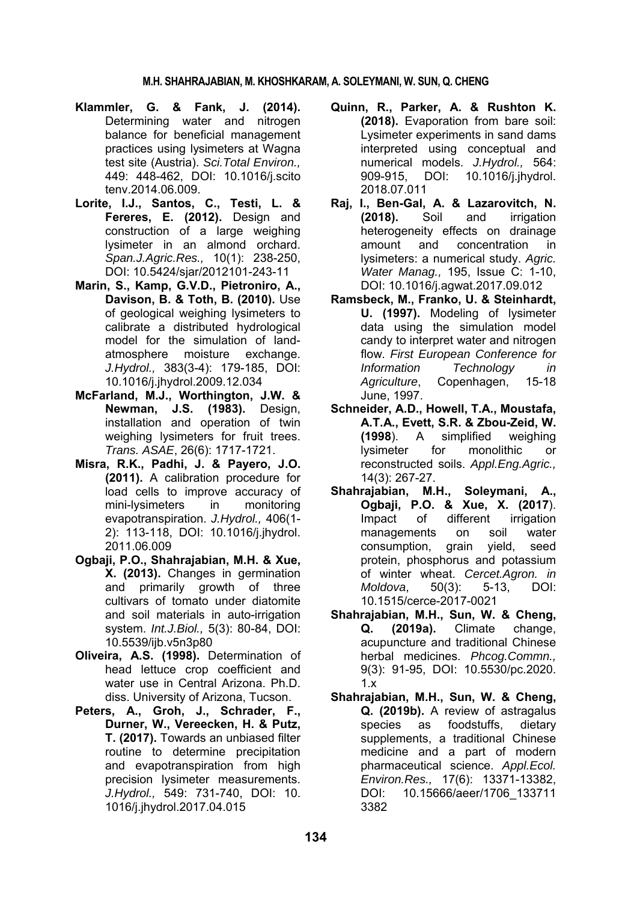**Klammler, G. & Fank, J. (2014).** Determining water and nitrogen balance for beneficial management practices using lysimeters at Wagna test site (Austria). *Sci.Total Environ.,* 449: 448-462, DOI: 10.1016/j.scitotenv.2014.06.009.

**Lorite, I.J., Santos, C., Testi, L. & Fereres, E. (2012).** Design and construction of a large weighing lysimeter in an almond orchard. *Span.J.Agric.Res.,* 10(1): 238-250, DOI: 10.5424/sjar/2012101-243-11

**Marin, S., Kamp, G.V.D., Pietroniro, A., Davison, B. & Toth, B. (2010).** Use of geological weighing lysimeters to calibrate a distributed hydrological model for the simulation of land-atmosphere moisture exchange. *J.Hydrol.,* 383(3-4): 179-185, DOI: 10.1016/j.jhydrol.2009.12.034

**McFarland, M.J., Worthington, J.W. & Newman, J.S. (1983).** Design, installation and operation of twin weighing lysimeters for fruit trees. *Trans. ASAE*, 26(6): 1717-1721.

**Misra, R.K., Padhi, J. & Payero, J.O. (2011).** A calibration procedure for load cells to improve accuracy of mini-lysimeters in monitoring evapotranspiration. *J.Hydrol.,* 406(1-2): 113-118, DOI: 10.1016/j.jhydrol.2011.06.009

**Ogbaji, P.O., Shahrajabian, M.H. & Xue, X. (2013).** Changes in germination and primarily growth of three cultivars of tomato under diatomite and soil materials in auto-irrigation system. *Int.J.Biol.,* 5(3): 80-84, DOI: 10.5539/ijb.v5n3p80

**Oliveira, A.S. (1998).** Determination of head lettuce crop coefficient and water use in Central Arizona. Ph.D. diss. University of Arizona, Tucson.

**Peters, A., Groh, J., Schrader, F., Durner, W., Vereecken, H. & Putz, T. (2017).** Towards an unbiased filter routine to determine precipitation and evapotranspiration from high precision lysimeter measurements. *J.Hydrol.,* 549: 731-740, DOI: 10.1016/j.jhydrol.2017.04.015

**Quinn, R., Parker, A. & Rushton K. (2018).** Evaporation from bare soil: Lysimeter experiments in sand dams interpreted using conceptual and numerical models. *J.Hydrol.,* 564: 909-915, DOI: 10.1016/j.jhydrol.2018.07.011

**Raj, I., Ben-Gal, A. & Lazarovitch, N. (2018).** Soil and irrigation heterogeneity effects on drainage amount and concentration in lysimeters: a numerical study. *Agric. Water Manag.,* 195, Issue C: 1-10, DOI: 10.1016/j.agwat.2017.09.012

**Ramsbeck, M., Franko, U. & Steinhardt, U. (1997).** Modeling of lysimeter data using the simulation model candy to interpret water and nitrogen flow. *First European Conference for Information Technology in Agriculture*, Copenhagen, 15-18 June, 1997.

**Schneider, A.D., Howell, T.A., Moustafa, A.T.A., Evett, S.R. & Zbou-Zeid, W. (1998).** A simplified weighing lysimeter for monolithic or reconstructed soils. *Appl.Eng.Agric.,* 14(3): 267-27.

**Shahrajabian, M.H., Soleymani, A., Ogbaji, P.O. & Xue, X. (2017).** Impact of different irrigation managements on soil water consumption, grain yield, seed protein, phosphorus and potassium of winter wheat. *Cercet.Agron. in Moldova*, 50(3): 5-13, DOI: 10.1515/cerce-2017-0021

**Shahrajabian, M.H., Sun, W. & Cheng, Q. (2019a).** Climate change, acupuncture and traditional Chinese herbal medicines. *Phcog.Commn.,* 9(3): 91-95, DOI: 10.5530/pc.2020.1.x

**Shahrajabian, M.H., Sun, W. & Cheng, Q. (2019b).** A review of astragalus species as foodstuffs, dietary supplements, a traditional Chinese medicine and a part of modern pharmaceutical science. *Appl.Ecol. Environ.Res.,* 17(6): 13371-13382, DOI: 10.15666/aeer/1706_133711 3382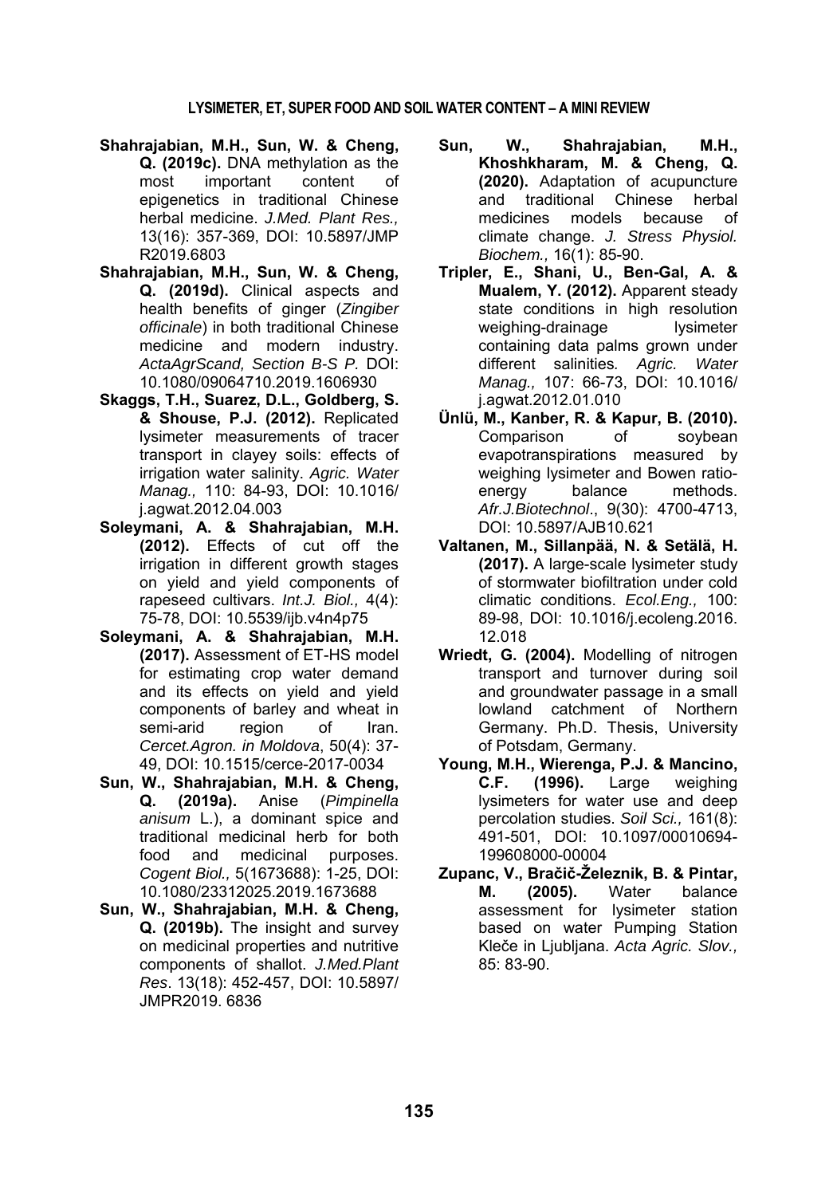**Shahrajabian, M.H., Sun, W. & Cheng, Q. (2019c).** DNA methylation as the most important content of epigenetics in traditional Chinese herbal medicine. *J.Med. Plant Res.,* 13(16): 357-369, DOI: 10.5897/JMPR2019.6803

**Shahrajabian, M.H., Sun, W. & Cheng, Q. (2019d).** Clinical aspects and health benefits of ginger (*Zingiber officinale*) in both traditional Chinese medicine and modern industry. *ActaAgrScand, Section B-S P.* DOI: 10.1080/09064710.2019.1606930

**Skaggs, T.H., Suarez, D.L., Goldberg, S. & Shouse, P.J. (2012).** Replicated lysimeter measurements of tracer transport in clayey soils: effects of irrigation water salinity. *Agric. Water Manag.,* 110: 84-93, DOI: 10.1016/j.agwat.2012.04.003

**Soleymani, A. & Shahrajabian, M.H. (2012).** Effects of cut off the irrigation in different growth stages on yield and yield components of rapeseed cultivars. *Int.J. Biol.,* 4(4): 75-78, DOI: 10.5539/ijb.v4n4p75

**Soleymani, A. & Shahrajabian, M.H. (2017).** Assessment of ET-HS model for estimating crop water demand and its effects on yield and yield components of barley and wheat in semi-arid region of Iran. *Cercet.Agron. in Moldova*, 50(4): 37-49, DOI: 10.1515/cerce-2017-0034

**Sun, W., Shahrajabian, M.H. & Cheng, Q. (2019a).** Anise (*Pimpinella anisum* L.), a dominant spice and traditional medicinal herb for both food and medicinal purposes. *Cogent Biol.,* 5(1673688): 1-25, DOI: 10.1080/23312025.2019.1673688

**Sun, W., Shahrajabian, M.H. & Cheng, Q. (2019b).** The insight and survey on medicinal properties and nutritive components of shallot. *J.Med.Plant Res*. 13(18): 452-457, DOI: 10.5897/JMPR2019. 6836

**Sun, W., Shahrajabian, M.H., Khoshkharam, M. & Cheng, Q. (2020).** Adaptation of acupuncture and traditional Chinese herbal medicines models because of climate change. *J. Stress Physiol. Biochem.,* 16(1): 85-90.

**Tripler, E., Shani, U., Ben-Gal, A. & Mualem, Y. (2012).** Apparent steady state conditions in high resolution weighing-drainage lysimeter containing data palms grown under different salinities*. Agric. Water Manag.,* 107: 66-73, DOI: 10.1016/j.agwat.2012.01.010

**Ünlü, M., Kanber, R. & Kapur, B. (2010).** Comparison of soybean evapotranspirations measured by weighing lysimeter and Bowen ratio-energy balance methods. *Afr.J.Biotechnol*., 9(30): 4700-4713, DOI: 10.5897/AJB10.621

**Valtanen, M., Sillanpää, N. & Setälä, H. (2017).** A large-scale lysimeter study of stormwater biofiltration under cold climatic conditions. *Ecol.Eng.,* 100: 89-98, DOI: 10.1016/j.ecoleng.2016.12.018

**Wriedt, G. (2004).** Modelling of nitrogen transport and turnover during soil and groundwater passage in a small lowland catchment of Northern Germany. Ph.D. Thesis, University of Potsdam, Germany.

**Young, M.H., Wierenga, P.J. & Mancino, C.F. (1996).** Large weighing lysimeters for water use and deep percolation studies. *Soil Sci.,* 161(8): 491-501, DOI: 10.1097/00010694-199608000-00004

**Zupanc, V., Bračič-Železnik, B. & Pintar, M. (2005).** Water balance assessment for lysimeter station based on water Pumping Station Kleče in Ljubljana. *Acta Agric. Slov.,* 85: 83-90.